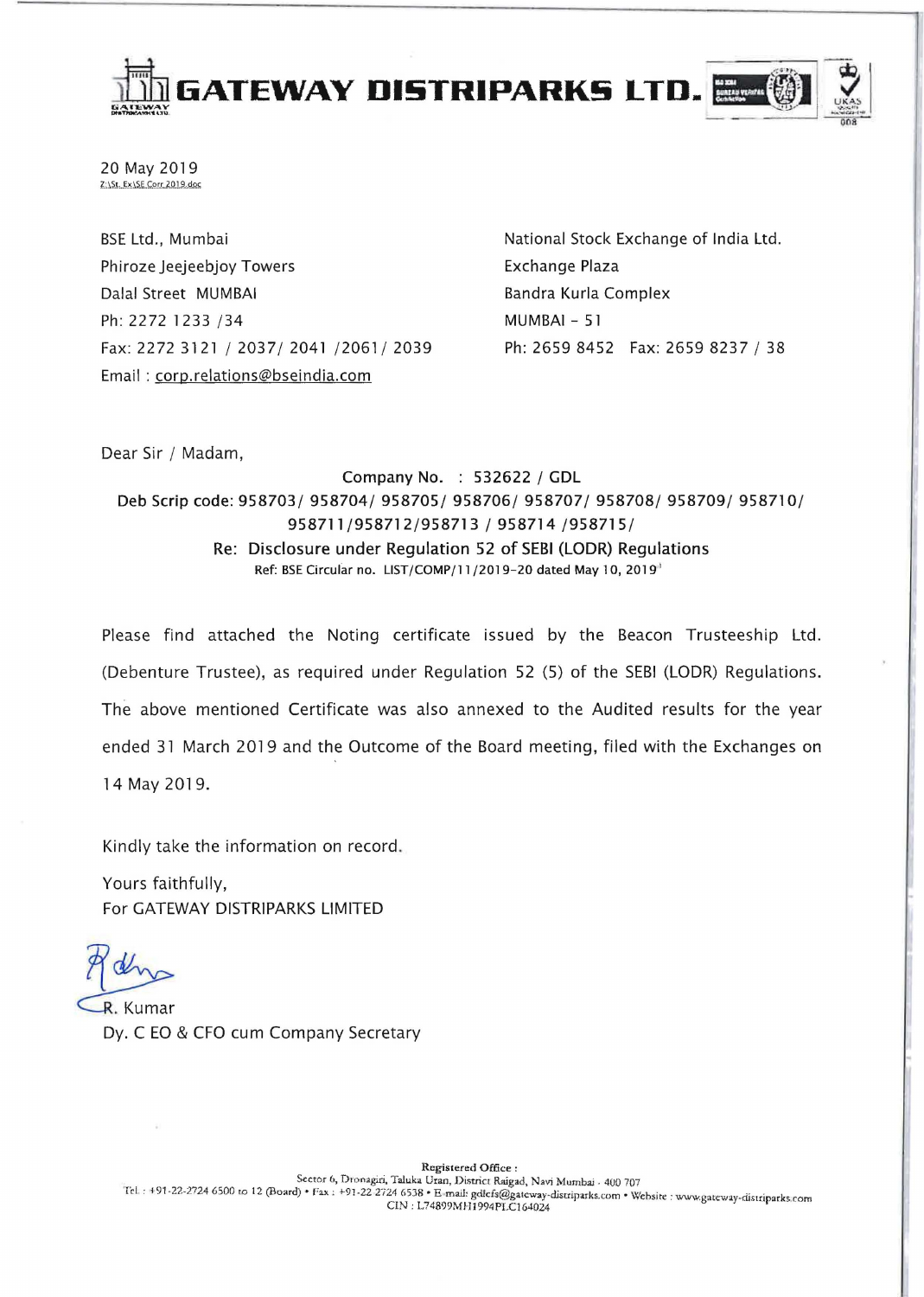# GATEWAY DISTRIPARKS LTD.

20 May 2019
Z:\St. Ex\SE Corr 2019.doc

BSE Ltd., Mumbai
Phiroze Jeejeebjoy Towers
Dalal Street MUMBAI
Ph: 2272 1233 /34
Fax: 2272 3121 / 2037/ 2041 /2061/ 2039
Email : corp.relations@bseindia.com

National Stock Exchange of India Ltd.
Exchange Plaza
Bandra Kurla Complex
MUMBAI - 51
Ph: 2659 8452 Fax: 2659 8237 / 38

Dear Sir / Madam,

Company No. : 532622 / GDL

**Deb Scrip code: 958703/ 958704/ 958705/ 958706/ 958707/ 958708/ 958709/ 958710/ 958711/958712/958713 / 958714 /958715/**

Re: Disclosure under Regulation 52 of SEBI (LODR) Regulations

Ref: BSE Circular no. LIST/COMP/11/2019-20 dated May 10, 2019

Please find attached the Noting certificate issued by the Beacon Trusteeship Ltd. (Debenture Trustee), as required under Regulation 52 (5) of the SEBI (LODR) Regulations. The above mentioned Certificate was also annexed to the Audited results for the year ended 31 March 2019 and the Outcome of the Board meeting, filed with the Exchanges on 14 May 2019.

Kindly take the information on record.

Yours faithfully,
For GATEWAY DISTRIPARKS LIMITED

R. Kumar
Dy. C EO & CFO cum Company Secretary

Registered Office :
Sector 6, Dronagiri, Taluka Uran, District Raigad, Navi Mumbai - 400 707
Tel. : +91-22-2724 6500 to 12 (Board) • Fax : +91-22 2724 6538 • E-mail: gdlcfs@gateway-distriparks.com • Website : www.gateway-distriparks.com
CIN : L74899MH1994PLC164024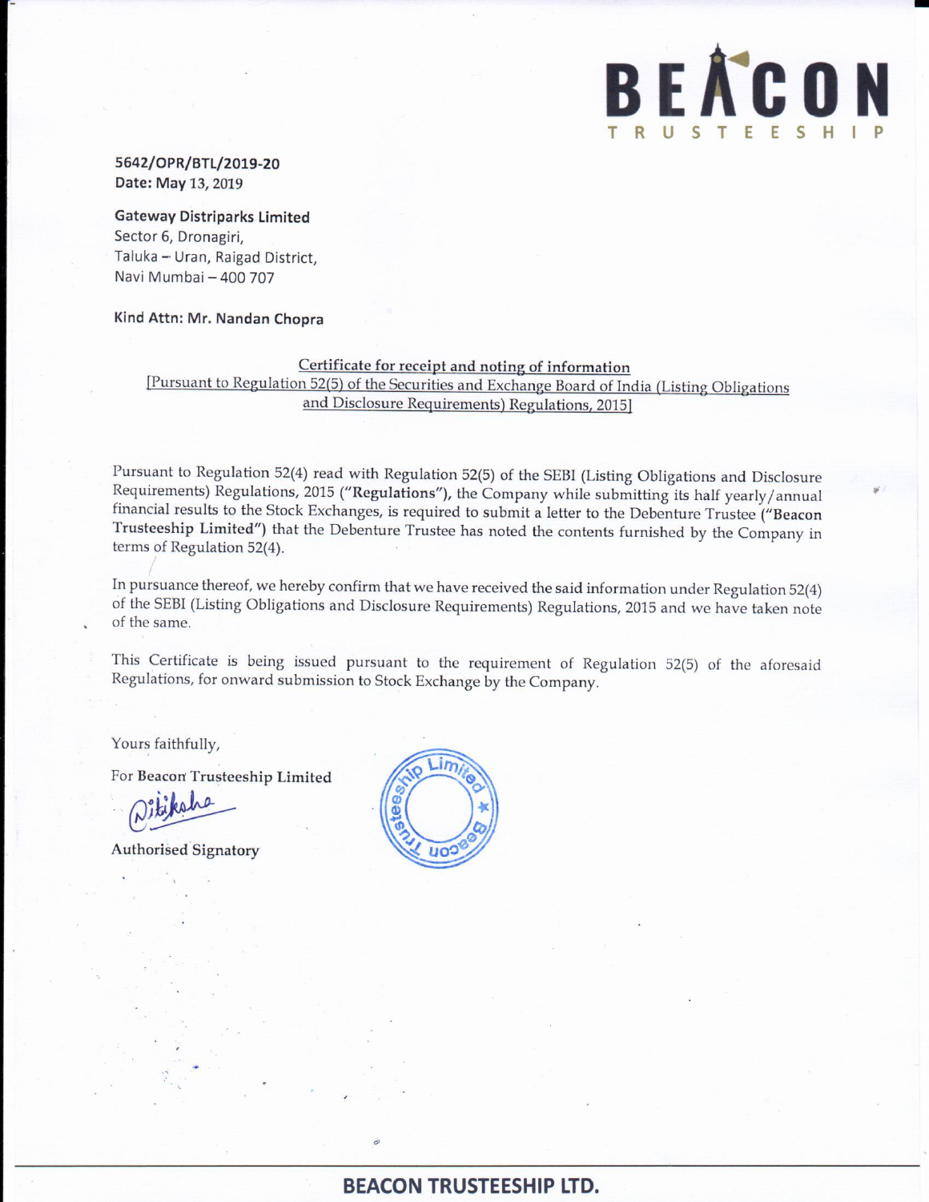BEACON

TRUSTEESHIP

**5642/OPR/BTL/2019-20**
**Date: May 13, 2019**

**Gateway Distriparks Limited**
Sector 6, Dronagiri,
Taluka – Uran, Raigad District,
Navi Mumbai – 400 707

**Kind Attn: Mr. Nandan Chopra**

<u>Certificate for receipt and noting of information</u>
<u>[Pursuant to Regulation 52(5) of the Securities and Exchange Board of India (Listing Obligations and Disclosure Requirements) Regulations, 2015]</u>

Pursuant to Regulation 52(4) read with Regulation 52(5) of the SEBI (Listing Obligations and Disclosure Requirements) Regulations, 2015 (**"Regulations"**), the Company while submitting its half yearly/annual financial results to the Stock Exchanges, is required to submit a letter to the Debenture Trustee (**"Beacon Trusteeship Limited"**) that the Debenture Trustee has noted the contents furnished by the Company in terms of Regulation 52(4).

In pursuance thereof, we hereby confirm that we have received the said information under Regulation 52(4) of the SEBI (Listing Obligations and Disclosure Requirements) Regulations, 2015 and we have taken note of the same.

This Certificate is being issued pursuant to the requirement of Regulation 52(5) of the aforesaid Regulations, for onward submission to Stock Exchange by the Company.

Yours faithfully,

For Beacon Trusteeship Limited

Authorised Signatory

**BEACON TRUSTEESHIP LTD.**